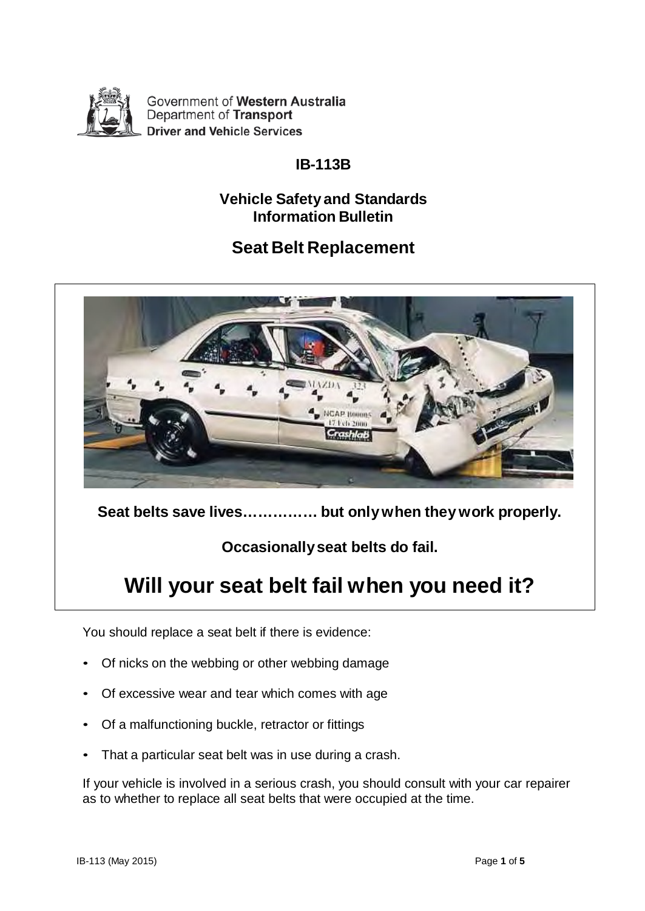Government of **Western Australia**
Department of **Transport**
**Driver and Vehicle Services**

# IB-113B

## Vehicle Safety and Standards Information Bulletin

## Seat Belt Replacement

**Seat belts save lives…………… but only when they work properly.**

**Occasionally seat belts do fail.**

# Will your seat belt fail when you need it?

You should replace a seat belt if there is evidence:

- Of nicks on the webbing or other webbing damage
- Of excessive wear and tear which comes with age
- Of a malfunctioning buckle, retractor or fittings
- That a particular seat belt was in use during a crash.

If your vehicle is involved in a serious crash, you should consult with your car repairer as to whether to replace all seat belts that were occupied at the time.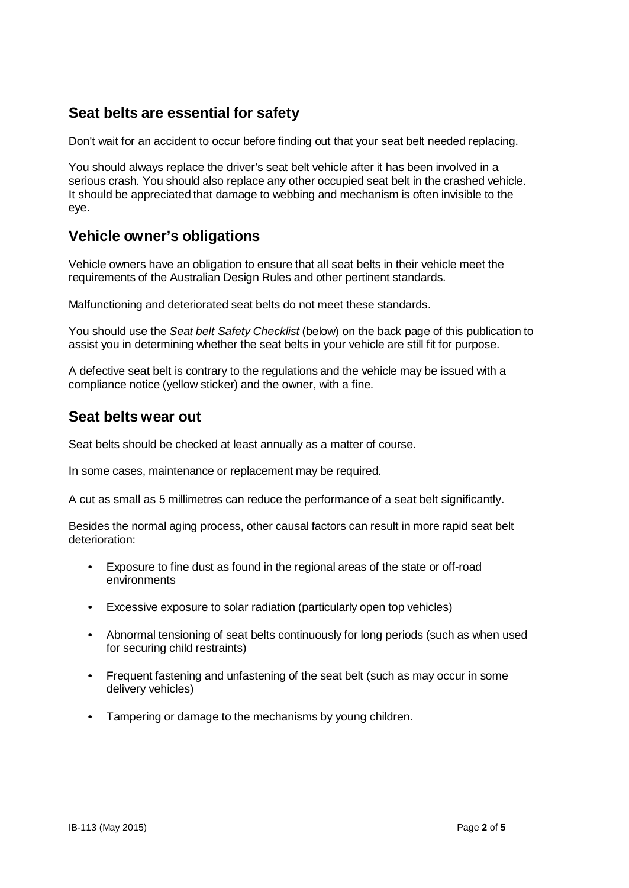## Seat belts are essential for safety

Don't wait for an accident to occur before finding out that your seat belt needed replacing.

You should always replace the driver's seat belt vehicle after it has been involved in a serious crash. You should also replace any other occupied seat belt in the crashed vehicle. It should be appreciated that damage to webbing and mechanism is often invisible to the eye.

## Vehicle owner's obligations

Vehicle owners have an obligation to ensure that all seat belts in their vehicle meet the requirements of the Australian Design Rules and other pertinent standards.

Malfunctioning and deteriorated seat belts do not meet these standards.

You should use the *Seat belt Safety Checklist* (below) on the back page of this publication to assist you in determining whether the seat belts in your vehicle are still fit for purpose.

A defective seat belt is contrary to the regulations and the vehicle may be issued with a compliance notice (yellow sticker) and the owner, with a fine.

## Seat belts wear out

Seat belts should be checked at least annually as a matter of course.

In some cases, maintenance or replacement may be required.

A cut as small as 5 millimetres can reduce the performance of a seat belt significantly.

Besides the normal aging process, other causal factors can result in more rapid seat belt deterioration:

- Exposure to fine dust as found in the regional areas of the state or off-road environments
- Excessive exposure to solar radiation (particularly open top vehicles)
- Abnormal tensioning of seat belts continuously for long periods (such as when used for securing child restraints)
- Frequent fastening and unfastening of the seat belt (such as may occur in some delivery vehicles)
- Tampering or damage to the mechanisms by young children.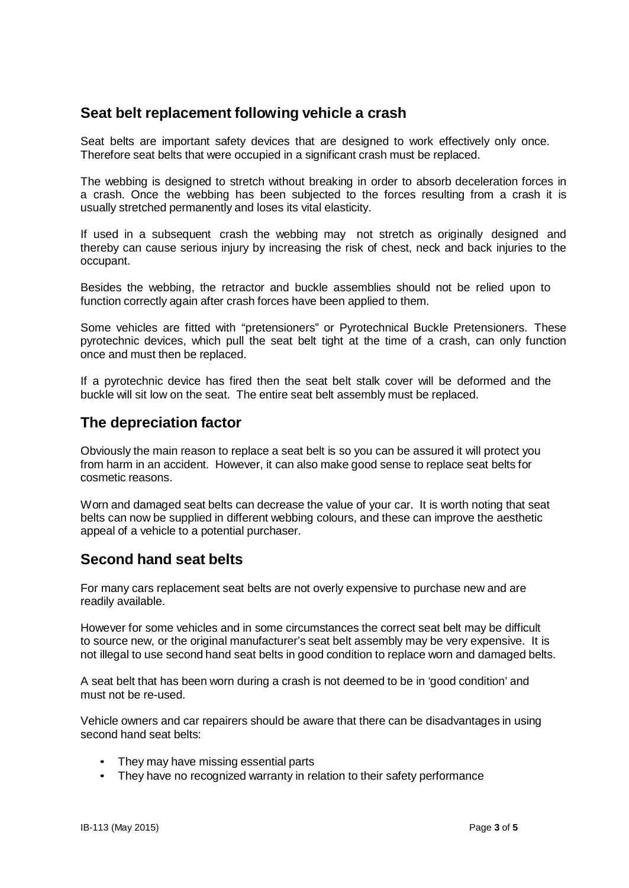## Seat belt replacement following vehicle a crash

Seat belts are important safety devices that are designed to work effectively only once. Therefore seat belts that were occupied in a significant crash must be replaced.

The webbing is designed to stretch without breaking in order to absorb deceleration forces in a crash. Once the webbing has been subjected to the forces resulting from a crash it is usually stretched permanently and loses its vital elasticity.

If used in a subsequent crash the webbing may not stretch as originally designed and thereby can cause serious injury by increasing the risk of chest, neck and back injuries to the occupant.

Besides the webbing, the retractor and buckle assemblies should not be relied upon to function correctly again after crash forces have been applied to them.

Some vehicles are fitted with "pretensioners" or Pyrotechnical Buckle Pretensioners. These pyrotechnic devices, which pull the seat belt tight at the time of a crash, can only function once and must then be replaced.

If a pyrotechnic device has fired then the seat belt stalk cover will be deformed and the buckle will sit low on the seat. The entire seat belt assembly must be replaced.

## The depreciation factor

Obviously the main reason to replace a seat belt is so you can be assured it will protect you from harm in an accident. However, it can also make good sense to replace seat belts for cosmetic reasons.

Worn and damaged seat belts can decrease the value of your car. It is worth noting that seat belts can now be supplied in different webbing colours, and these can improve the aesthetic appeal of a vehicle to a potential purchaser.

## Second hand seat belts

For many cars replacement seat belts are not overly expensive to purchase new and are readily available.

However for some vehicles and in some circumstances the correct seat belt may be difficult to source new, or the original manufacturer's seat belt assembly may be very expensive. It is not illegal to use second hand seat belts in good condition to replace worn and damaged belts.

A seat belt that has been worn during a crash is not deemed to be in 'good condition' and must not be re-used.

Vehicle owners and car repairers should be aware that there can be disadvantages in using second hand seat belts:

- They may have missing essential parts
- They have no recognized warranty in relation to their safety performance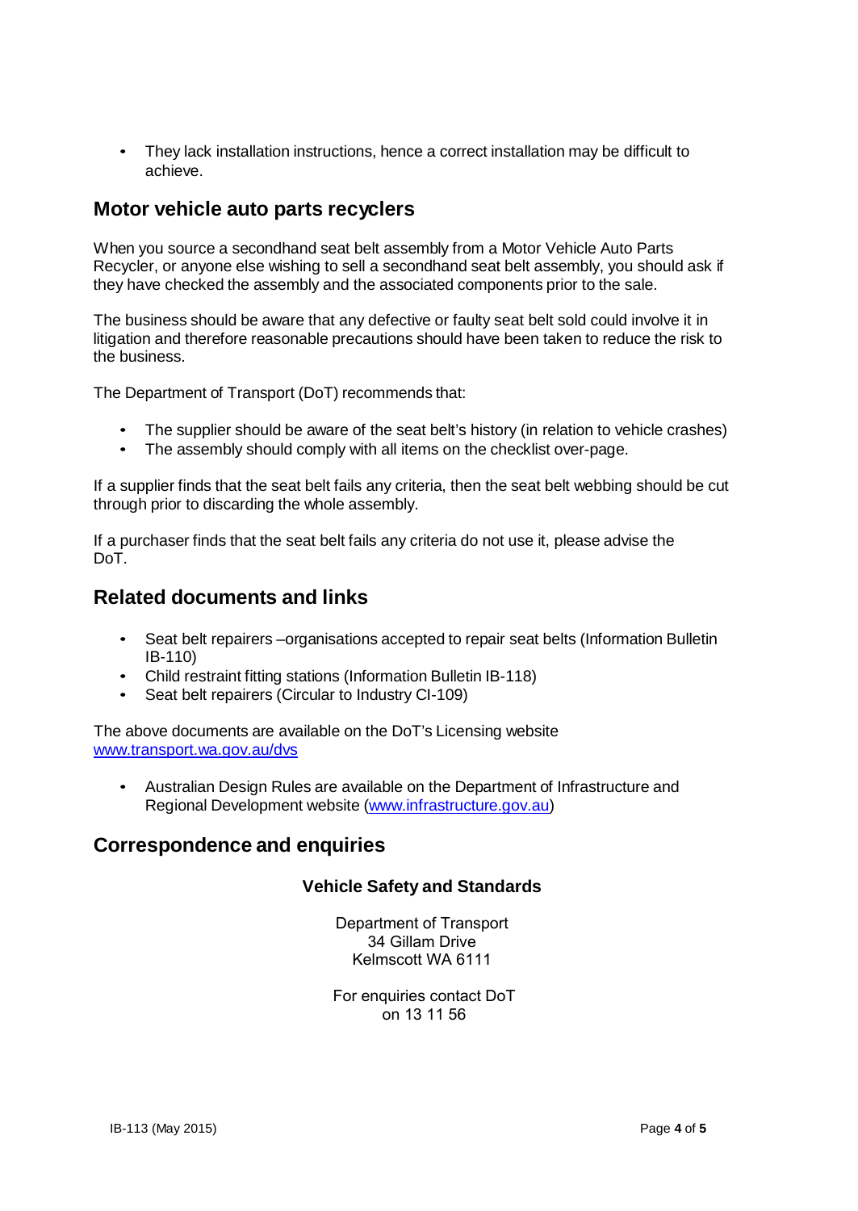- They lack installation instructions, hence a correct installation may be difficult to achieve.

## Motor vehicle auto parts recyclers

When you source a secondhand seat belt assembly from a Motor Vehicle Auto Parts Recycler, or anyone else wishing to sell a secondhand seat belt assembly, you should ask if they have checked the assembly and the associated components prior to the sale.

The business should be aware that any defective or faulty seat belt sold could involve it in litigation and therefore reasonable precautions should have been taken to reduce the risk to the business.

The Department of Transport (DoT) recommends that:

- The supplier should be aware of the seat belt's history (in relation to vehicle crashes)
- The assembly should comply with all items on the checklist over-page.

If a supplier finds that the seat belt fails any criteria, then the seat belt webbing should be cut through prior to discarding the whole assembly.

If a purchaser finds that the seat belt fails any criteria do not use it, please advise the DoT.

## Related documents and links

- Seat belt repairers –organisations accepted to repair seat belts (Information Bulletin IB-110)
- Child restraint fitting stations (Information Bulletin IB-118)
- Seat belt repairers (Circular to Industry CI-109)

The above documents are available on the DoT's Licensing website [www.transport.wa.gov.au/dvs](www.transport.wa.gov.au/dvs)

- Australian Design Rules are available on the Department of Infrastructure and Regional Development website ([www.infrastructure.gov.au](www.infrastructure.gov.au))

## Correspondence and enquiries

**Vehicle Safety and Standards**

Department of Transport
34 Gillam Drive
Kelmscott WA 6111

For enquiries contact DoT
on 13 11 56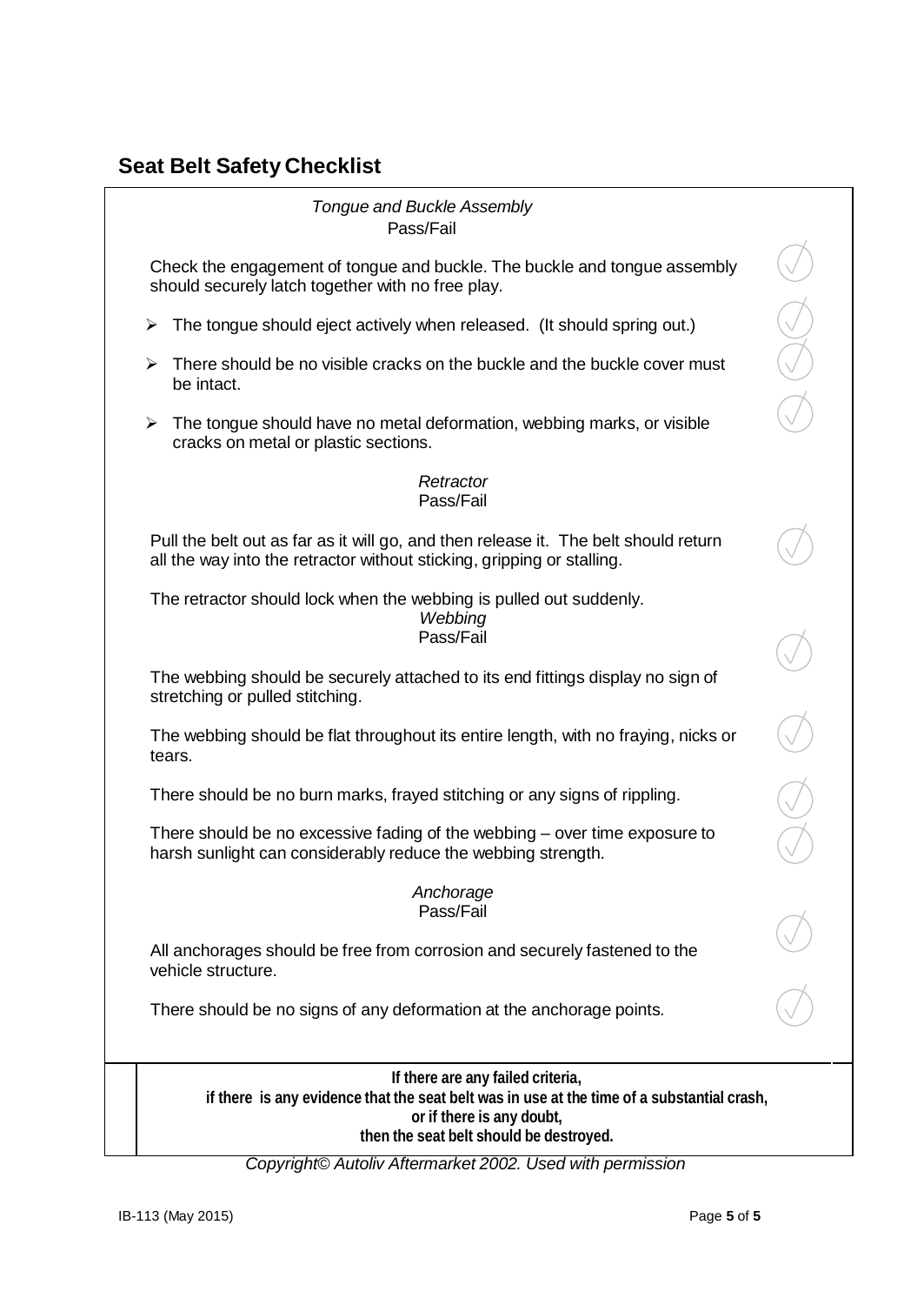## Seat Belt Safety Checklist

*Tongue and Buckle Assembly*
Pass/Fail

Check the engagement of tongue and buckle. The buckle and tongue assembly should securely latch together with no free play.

- The tongue should eject actively when released. (It should spring out.)
- There should be no visible cracks on the buckle and the buckle cover must be intact.
- The tongue should have no metal deformation, webbing marks, or visible cracks on metal or plastic sections.

*Retractor*
Pass/Fail

Pull the belt out as far as it will go, and then release it. The belt should return all the way into the retractor without sticking, gripping or stalling.

The retractor should lock when the webbing is pulled out suddenly.

*Webbing*
Pass/Fail

The webbing should be securely attached to its end fittings display no sign of stretching or pulled stitching.

The webbing should be flat throughout its entire length, with no fraying, nicks or tears.

There should be no burn marks, frayed stitching or any signs of rippling.

There should be no excessive fading of the webbing – over time exposure to harsh sunlight can considerably reduce the webbing strength.

*Anchorage*
Pass/Fail

All anchorages should be free from corrosion and securely fastened to the vehicle structure.

There should be no signs of any deformation at the anchorage points.

**If there are any failed criteria,**
**if there is any evidence that the seat belt was in use at the time of a substantial crash,**
**or if there is any doubt,**
**then the seat belt should be destroyed.**

*Copyright© Autoliv Aftermarket 2002. Used with permission*

IB-113 (May 2015)